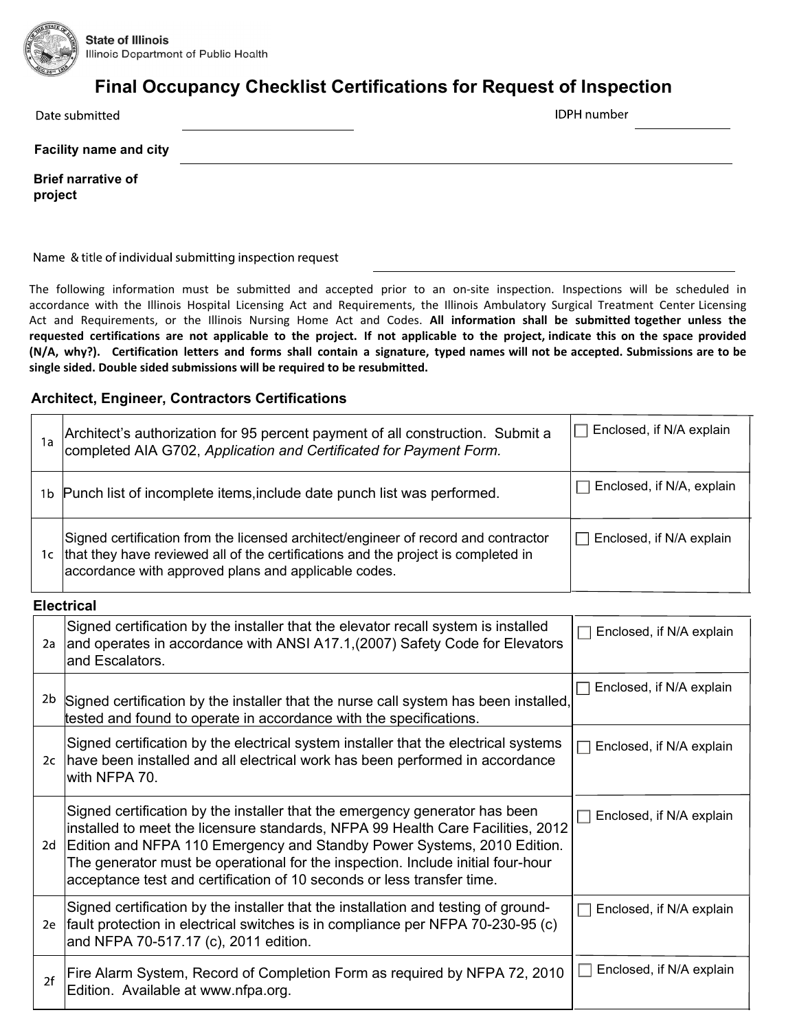State of Illinois
Illinois Department of Public Health

# Final Occupancy Checklist Certifications for Request of Inspection

Date submitted ____________________ IDPH number ____________

**Facility name and city** ________________________________________

**Brief narrative of project**

Name & title of individual submitting inspection request ____________________

The following information must be submitted and accepted prior to an on-site inspection. Inspections will be scheduled in accordance with the Illinois Hospital Licensing Act and Requirements, the Illinois Ambulatory Surgical Treatment Center Licensing Act and Requirements, or the Illinois Nursing Home Act and Codes. **All information shall be submitted together unless the requested certifications are not applicable to the project. If not applicable to the project, indicate this on the space provided (N/A, why?). Certification letters and forms shall contain a signature, typed names will not be accepted. Submissions are to be single sided. Double sided submissions will be required to be resubmitted.**

### Architect, Engineer, Contractors Certifications

| | | |
|---|---|---|
| 1a | Architect's authorization for 95 percent payment of all construction. Submit a completed AIA G702, *Application and Certificated for Payment Form.* | ☐ Enclosed, if N/A explain |
| 1b | Punch list of incomplete items,include date punch list was performed. | ☐ Enclosed, if N/A, explain |
| 1c | Signed certification from the licensed architect/engineer of record and contractor that they have reviewed all of the certifications and the project is completed in accordance with approved plans and applicable codes. | ☐ Enclosed, if N/A explain |

### Electrical

| | | |
|---|---|---|
| 2a | Signed certification by the installer that the elevator recall system is installed and operates in accordance with ANSI A17.1,(2007) Safety Code for Elevators and Escalators. | ☐ Enclosed, if N/A explain |
| 2b | Signed certification by the installer that the nurse call system has been installed, tested and found to operate in accordance with the specifications. | ☐ Enclosed, if N/A explain |
| 2c | Signed certification by the electrical system installer that the electrical systems have been installed and all electrical work has been performed in accordance with NFPA 70. | ☐ Enclosed, if N/A explain |
| 2d | Signed certification by the installer that the emergency generator has been installed to meet the licensure standards, NFPA 99 Health Care Facilities, 2012 Edition and NFPA 110 Emergency and Standby Power Systems, 2010 Edition. The generator must be operational for the inspection. Include initial four-hour acceptance test and certification of 10 seconds or less transfer time. | ☐ Enclosed, if N/A explain |
| 2e | Signed certification by the installer that the installation and testing of ground-fault protection in electrical switches is in compliance per NFPA 70-230-95 (c) and NFPA 70-517.17 (c), 2011 edition. | ☐ Enclosed, if N/A explain |
| 2f | Fire Alarm System, Record of Completion Form as required by NFPA 72, 2010 Edition. Available at www.nfpa.org. | ☐ Enclosed, if N/A explain |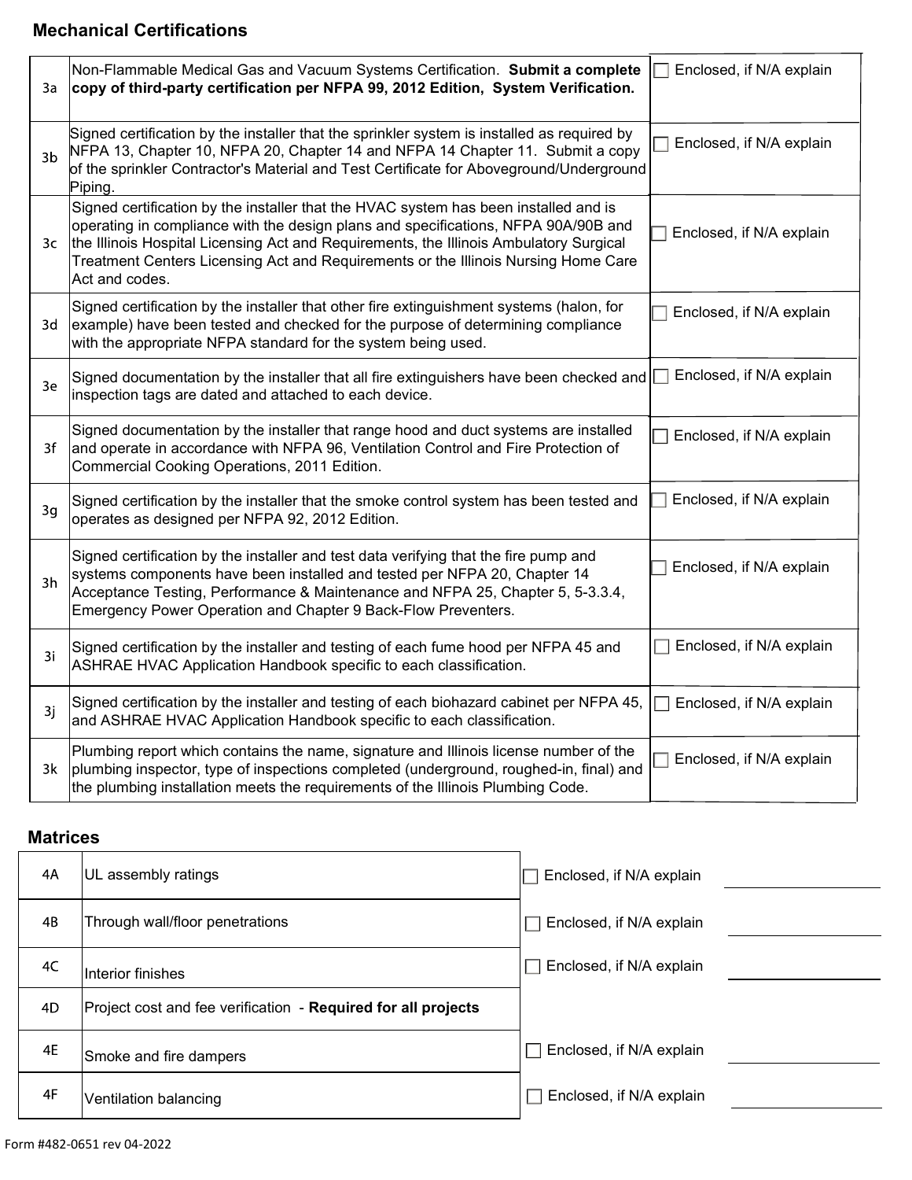## Mechanical Certifications

| | | |
|---|---|---|
| 3a | Non-Flammable Medical Gas and Vacuum Systems Certification. **Submit a complete copy of third-party certification per NFPA 99, 2012 Edition, System Verification.** | ☐ Enclosed, if N/A explain |
| 3b | Signed certification by the installer that the sprinkler system is installed as required by NFPA 13, Chapter 10, NFPA 20, Chapter 14 and NFPA 14 Chapter 11. Submit a copy of the sprinkler Contractor's Material and Test Certificate for Aboveground/Underground Piping. | ☐ Enclosed, if N/A explain |
| 3c | Signed certification by the installer that the HVAC system has been installed and is operating in compliance with the design plans and specifications, NFPA 90A/90B and the Illinois Hospital Licensing Act and Requirements, the Illinois Ambulatory Surgical Treatment Centers Licensing Act and Requirements or the Illinois Nursing Home Care Act and codes. | ☐ Enclosed, if N/A explain |
| 3d | Signed certification by the installer that other fire extinguishment systems (halon, for example) have been tested and checked for the purpose of determining compliance with the appropriate NFPA standard for the system being used. | ☐ Enclosed, if N/A explain |
| 3e | Signed documentation by the installer that all fire extinguishers have been checked and inspection tags are dated and attached to each device. | ☐ Enclosed, if N/A explain |
| 3f | Signed documentation by the installer that range hood and duct systems are installed and operate in accordance with NFPA 96, Ventilation Control and Fire Protection of Commercial Cooking Operations, 2011 Edition. | ☐ Enclosed, if N/A explain |
| 3g | Signed certification by the installer that the smoke control system has been tested and operates as designed per NFPA 92, 2012 Edition. | ☐ Enclosed, if N/A explain |
| 3h | Signed certification by the installer and test data verifying that the fire pump and systems components have been installed and tested per NFPA 20, Chapter 14 Acceptance Testing, Performance & Maintenance and NFPA 25, Chapter 5, 5-3.3.4, Emergency Power Operation and Chapter 9 Back-Flow Preventers. | ☐ Enclosed, if N/A explain |
| 3i | Signed certification by the installer and testing of each fume hood per NFPA 45 and ASHRAE HVAC Application Handbook specific to each classification. | ☐ Enclosed, if N/A explain |
| 3j | Signed certification by the installer and testing of each biohazard cabinet per NFPA 45, and ASHRAE HVAC Application Handbook specific to each classification. | ☐ Enclosed, if N/A explain |
| 3k | Plumbing report which contains the name, signature and Illinois license number of the plumbing inspector, type of inspections completed (underground, roughed-in, final) and the plumbing installation meets the requirements of the Illinois Plumbing Code. | ☐ Enclosed, if N/A explain |

## Matrices

| | | | |
|---|---|---|---|
| 4A | UL assembly ratings | ☐ Enclosed, if N/A explain | ________ |
| 4B | Through wall/floor penetrations | ☐ Enclosed, if N/A explain | ________ |
| 4C | Interior finishes | ☐ Enclosed, if N/A explain | ________ |
| 4D | Project cost and fee verification - **Required for all projects** | | |
| 4E | Smoke and fire dampers | ☐ Enclosed, if N/A explain | ________ |
| 4F | Ventilation balancing | ☐ Enclosed, if N/A explain | ________ |

Form #482-0651 rev 04-2022